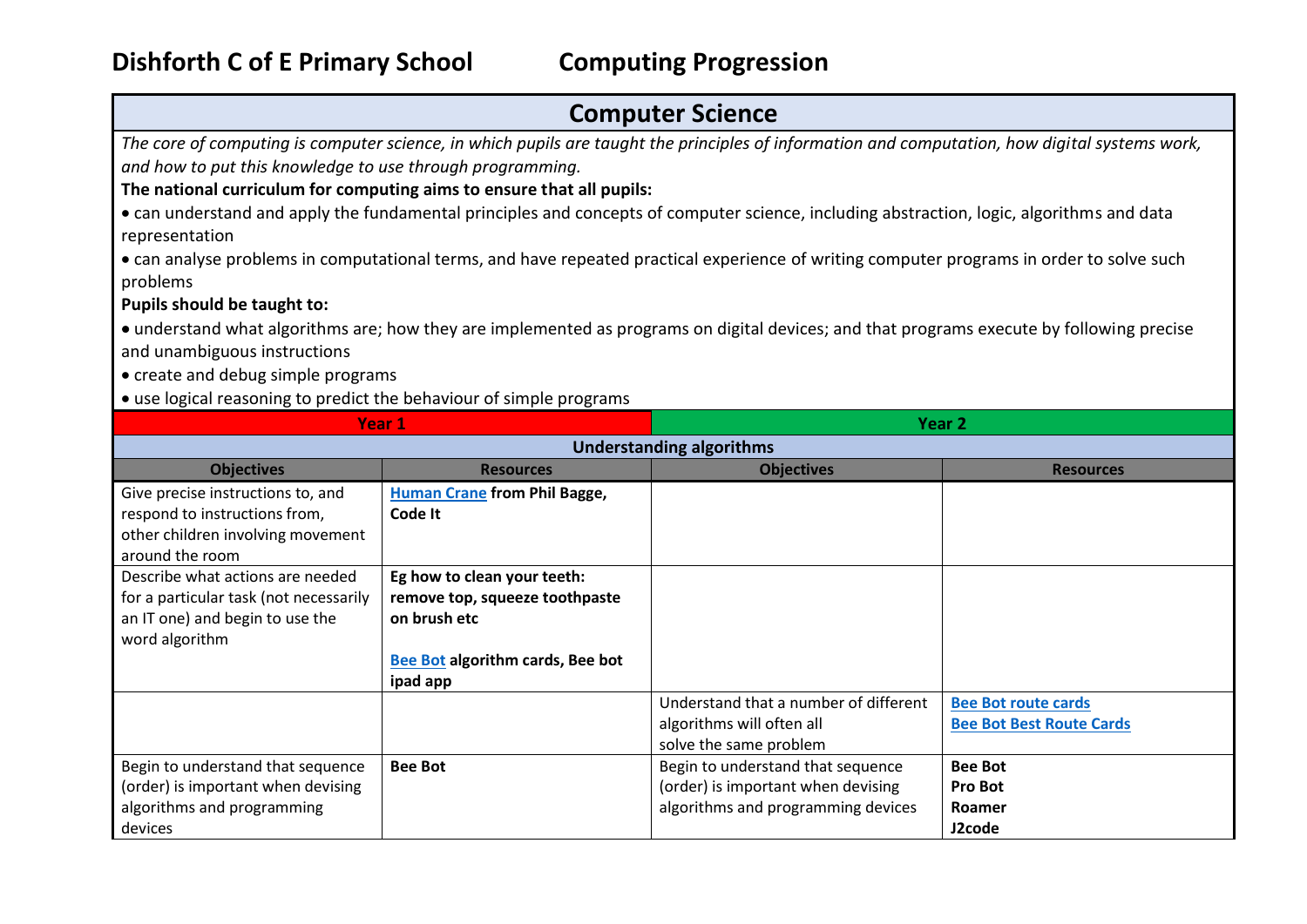# Dishforth C of E Primary School    Computing Progression

## Computer Science

*The core of computing is computer science, in which pupils are taught the principles of information and computation, how digital systems work, and how to put this knowledge to use through programming.*

**The national curriculum for computing aims to ensure that all pupils:**

- can understand and apply the fundamental principles and concepts of computer science, including abstraction, logic, algorithms and data representation
- can analyse problems in computational terms, and have repeated practical experience of writing computer programs in order to solve such problems

**Pupils should be taught to:**

- understand what algorithms are; how they are implemented as programs on digital devices; and that programs execute by following precise and unambiguous instructions
- create and debug simple programs
- use logical reasoning to predict the behaviour of simple programs

| Year 1 | | Year 2 | |
|---|---|---|---|
| **Understanding algorithms** | | | |
| **Objectives** | **Resources** | **Objectives** | **Resources** |
| Give precise instructions to, and respond to instructions from, other children involving movement around the room | **Human Crane from Phil Bagge, Code It** | | |
| Describe what actions are needed for a particular task (not necessarily an IT one) and begin to use the word algorithm | **Eg how to clean your teeth: remove top, squeeze toothpaste on brush etc**<br><br>**Bee Bot algorithm cards, Bee bot ipad app** | | |
| | | Understand that a number of different algorithms will often all solve the same problem | **Bee Bot route cards**<br>**Bee Bot Best Route Cards** |
| Begin to understand that sequence (order) is important when devising algorithms and programming devices | **Bee Bot** | Begin to understand that sequence (order) is important when devising algorithms and programming devices | **Bee Bot**<br>**Pro Bot**<br>**Roamer**<br>**J2code** |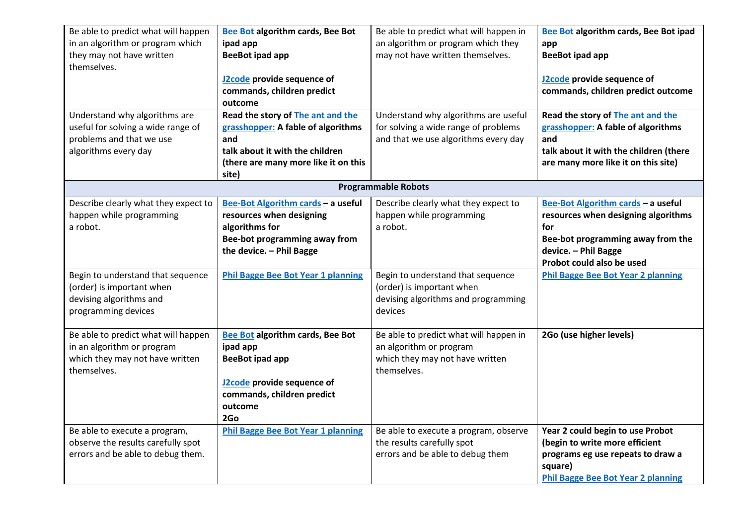| | | | |
|---|---|---|---|
| Be able to predict what will happen in an algorithm or program which they may not have written themselves. | **Bee Bot algorithm cards, Bee Bot ipad app**<br>**BeeBot ipad app**<br><br>**J2code provide sequence of commands, children predict outcome** | Be able to predict what will happen in an algorithm or program which they may not have written themselves. | **Bee Bot algorithm cards, Bee Bot ipad app**<br>**BeeBot ipad app**<br><br>**J2code provide sequence of commands, children predict outcome** |
| Understand why algorithms are useful for solving a wide range of problems and that we use algorithms every day | **Read the story of The ant and the grasshopper: A fable of algorithms and talk about it with the children (there are many more like it on this site)** | Understand why algorithms are useful for solving a wide range of problems and that we use algorithms every day | **Read the story of The ant and the grasshopper: A fable of algorithms and talk about it with the children (there are many more like it on this site)** |
| **Programmable Robots** | | | |
| Describe clearly what they expect to happen while programming a robot. | **Bee-Bot Algorithm cards – a useful resources when designing algorithms for Bee-bot programming away from the device. – Phil Bagge** | Describe clearly what they expect to happen while programming a robot. | **Bee-Bot Algorithm cards – a useful resources when designing algorithms for Bee-bot programming away from the device. – Phil Bagge**<br>**Probot could also be used** |
| Begin to understand that sequence (order) is important when devising algorithms and programming devices | **Phil Bagge Bee Bot Year 1 planning** | Begin to understand that sequence (order) is important when devising algorithms and programming devices | **Phil Bagge Bee Bot Year 2 planning** |
| Be able to predict what will happen in an algorithm or program which they may not have written themselves. | **Bee Bot algorithm cards, Bee Bot ipad app**<br>**BeeBot ipad app**<br><br>**J2code provide sequence of commands, children predict outcome**<br>**2Go** | Be able to predict what will happen in an algorithm or program which they may not have written themselves. | **2Go (use higher levels)** |
| Be able to execute a program, observe the results carefully spot errors and be able to debug them. | **Phil Bagge Bee Bot Year 1 planning** | Be able to execute a program, observe the results carefully spot errors and be able to debug them | **Year 2 could begin to use Probot (begin to write more efficient programs eg use repeats to draw a square)**<br>**Phil Bagge Bee Bot Year 2 planning** |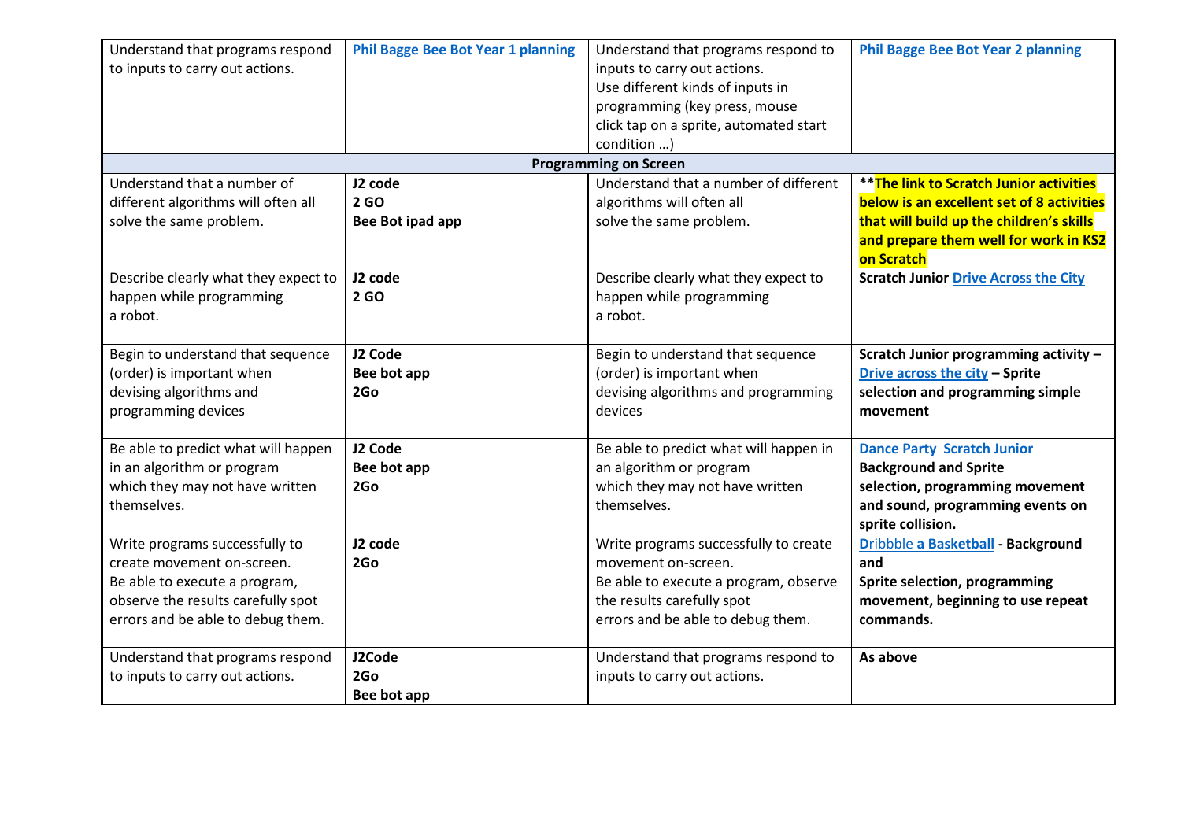| | | | |
|---|---|---|---|
| Understand that programs respond to inputs to carry out actions. | **Phil Bagge Bee Bot Year 1 planning** | Understand that programs respond to inputs to carry out actions.<br>Use different kinds of inputs in programming (key press, mouse click tap on a sprite, automated start condition …) | **Phil Bagge Bee Bot Year 2 planning** |
| **Programming on Screen** | | | |
| Understand that a number of different algorithms will often all solve the same problem. | **J2 code**<br>**2 GO**<br>**Bee Bot ipad app** | Understand that a number of different algorithms will often all solve the same problem. | **\*\*The link to Scratch Junior activities below is an excellent set of 8 activities that will build up the children's skills and prepare them well for work in KS2 on Scratch** |
| Describe clearly what they expect to happen while programming a robot. | **J2 code**<br>**2 GO** | Describe clearly what they expect to happen while programming a robot. | **Scratch Junior Drive Across the City** |
| Begin to understand that sequence (order) is important when devising algorithms and programming devices | **J2 Code**<br>**Bee bot app**<br>**2Go** | Begin to understand that sequence (order) is important when devising algorithms and programming devices | **Scratch Junior programming activity – Drive across the city – Sprite selection and programming simple movement** |
| Be able to predict what will happen in an algorithm or program which they may not have written themselves. | **J2 Code**<br>**Bee bot app**<br>**2Go** | Be able to predict what will happen in an algorithm or program which they may not have written themselves. | **Dance Party Scratch Junior**<br>**Background and Sprite selection, programming movement and sound, programming events on sprite collision.** |
| Write programs successfully to create movement on-screen.<br>Be able to execute a program, observe the results carefully spot errors and be able to debug them. | **J2 code**<br>**2Go** | Write programs successfully to create movement on-screen.<br>Be able to execute a program, observe the results carefully spot errors and be able to debug them. | Dribbble **a Basketball - Background and Sprite selection, programming movement, beginning to use repeat commands.** |
| Understand that programs respond to inputs to carry out actions. | **J2Code**<br>**2Go**<br>**Bee bot app** | Understand that programs respond to inputs to carry out actions. | **As above** |